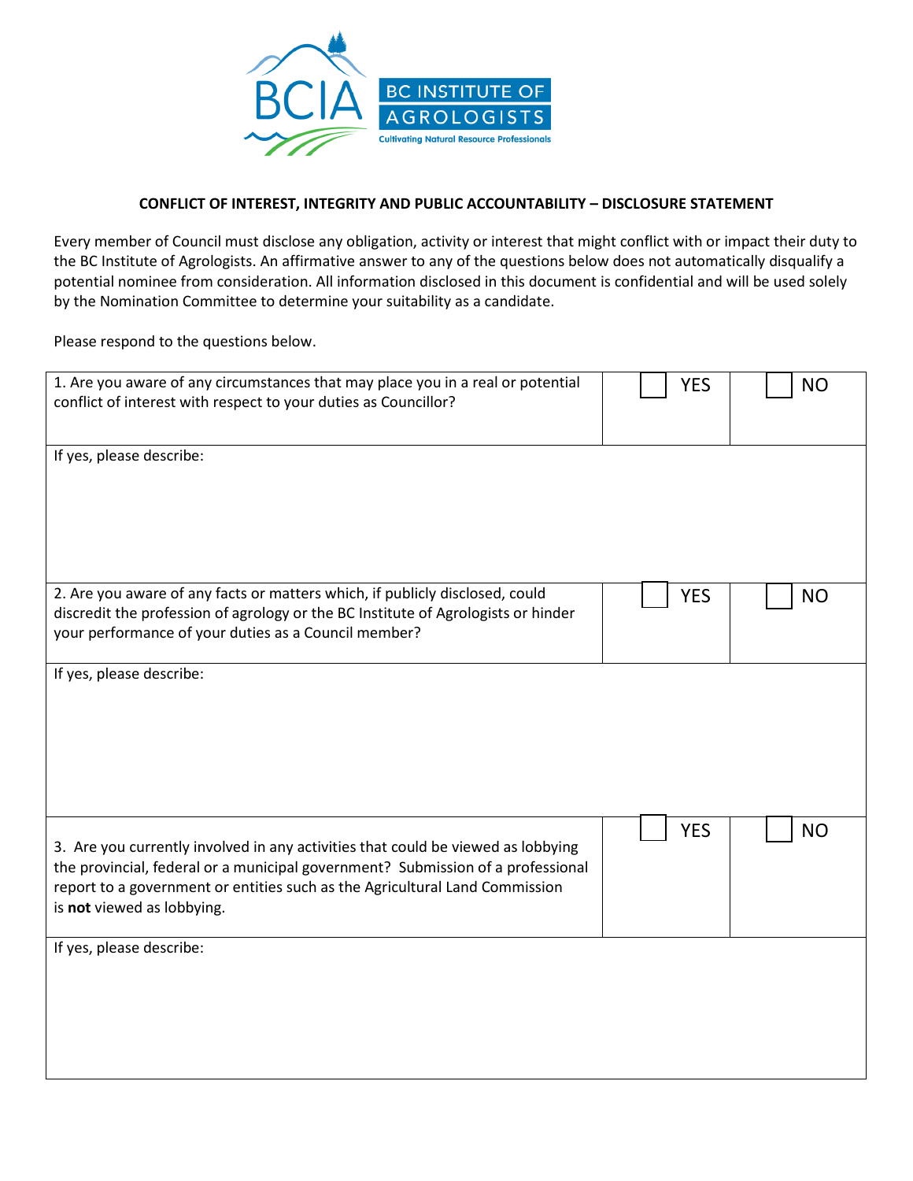BCIA BC INSTITUTE OF AGROLOGISTS
Cultivating Natural Resource Professionals

**CONFLICT OF INTEREST, INTEGRITY AND PUBLIC ACCOUNTABILITY – DISCLOSURE STATEMENT**

Every member of Council must disclose any obligation, activity or interest that might conflict with or impact their duty to the BC Institute of Agrologists. An affirmative answer to any of the questions below does not automatically disqualify a potential nominee from consideration. All information disclosed in this document is confidential and will be used solely by the Nomination Committee to determine your suitability as a candidate.

Please respond to the questions below.

| | | |
|---|---|---|
| 1. Are you aware of any circumstances that may place you in a real or potential conflict of interest with respect to your duties as Councillor? | ☐ YES | ☐ NO |
| If yes, please describe: | | |
| 2. Are you aware of any facts or matters which, if publicly disclosed, could discredit the profession of agrology or the BC Institute of Agrologists or hinder your performance of your duties as a Council member? | ☐ YES | ☐ NO |
| If yes, please describe: | | |
| 3. Are you currently involved in any activities that could be viewed as lobbying the provincial, federal or a municipal government? Submission of a professional report to a government or entities such as the Agricultural Land Commission is **not** viewed as lobbying. | ☐ YES | ☐ NO |
| If yes, please describe: | | |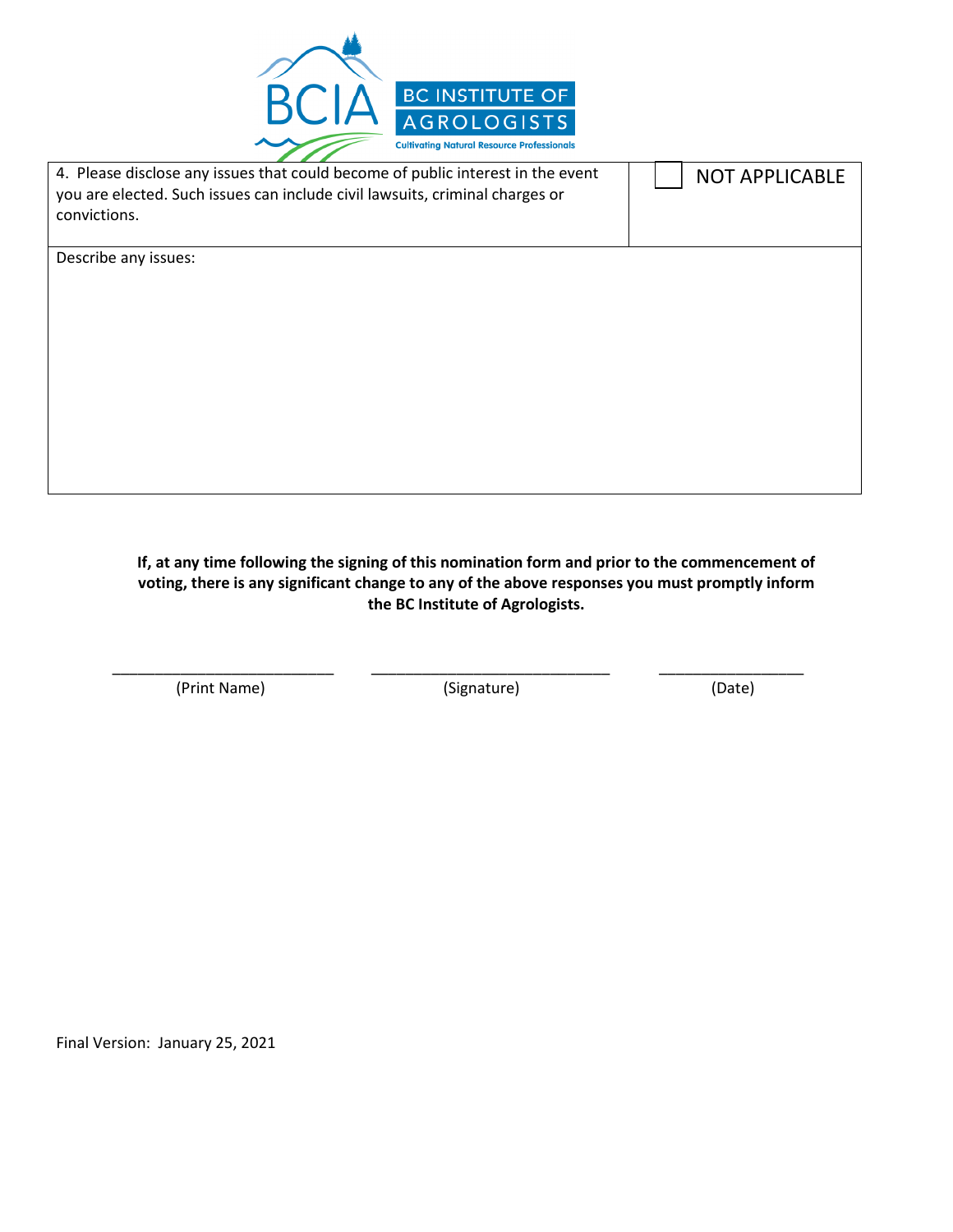| 4. Please disclose any issues that could become of public interest in the event you are elected. Such issues can include civil lawsuits, criminal charges or convictions. | ☐ NOT APPLICABLE |
| --- | --- |
| Describe any issues: | |

**If, at any time following the signing of this nomination form and prior to the commencement of voting, there is any significant change to any of the above responses you must promptly inform the BC Institute of Agrologists.**

| ___________________________ | _____________________________ | _________________ |
| --- | --- | --- |
| (Print Name) | (Signature) | (Date) |

Final Version: January 25, 2021